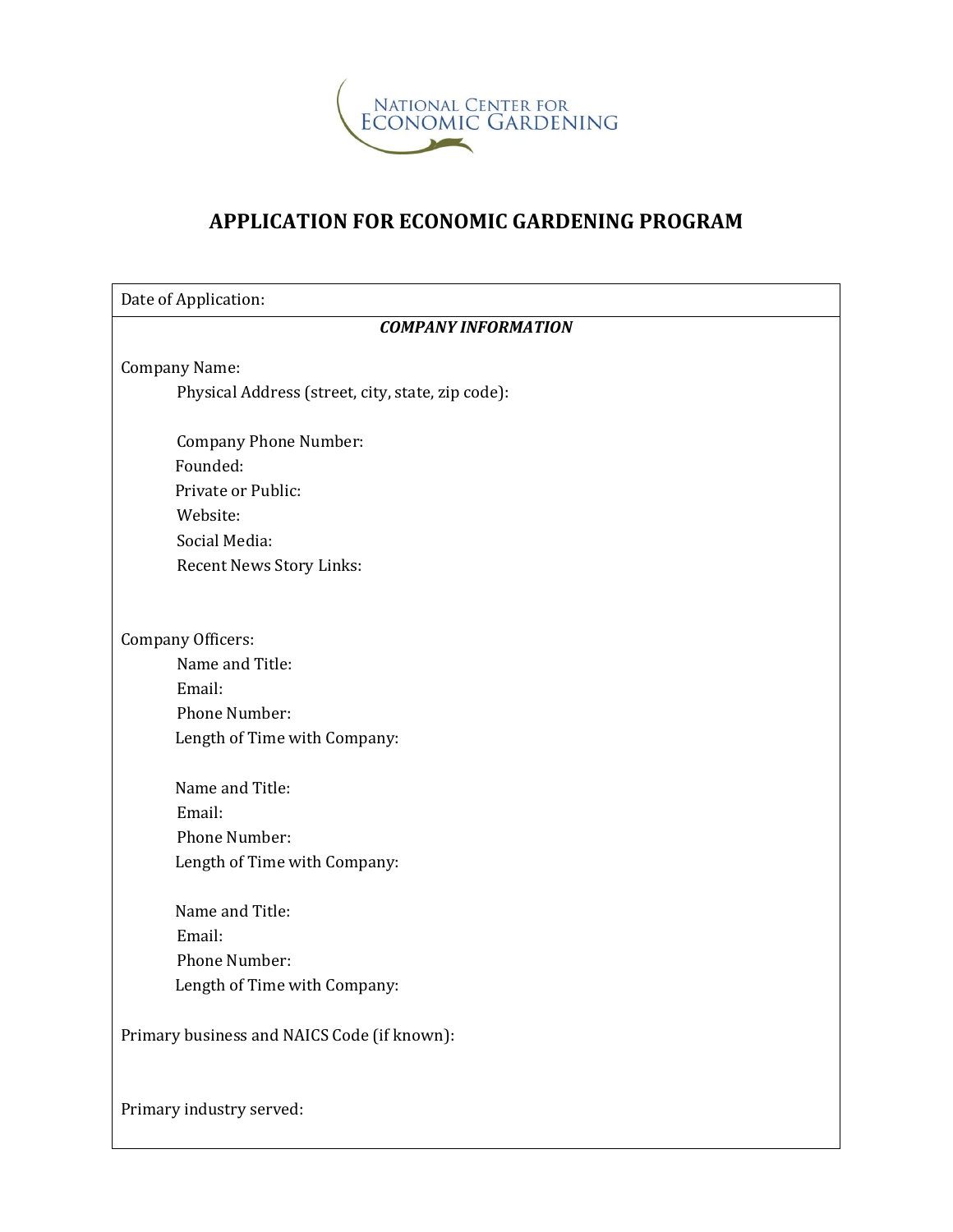NATIONAL CENTER FOR ECONOMIC GARDENING

# APPLICATION FOR ECONOMIC GARDENING PROGRAM

Date of Application:

***COMPANY INFORMATION***

Company Name:

Physical Address (street, city, state, zip code):

Company Phone Number:

Founded:

Private or Public:

Website:

Social Media:

Recent News Story Links:

Company Officers:

Name and Title:

Email:

Phone Number:

Length of Time with Company:

Name and Title:

Email:

Phone Number:

Length of Time with Company:

Name and Title:

Email:

Phone Number:

Length of Time with Company:

Primary business and NAICS Code (if known):

Primary industry served: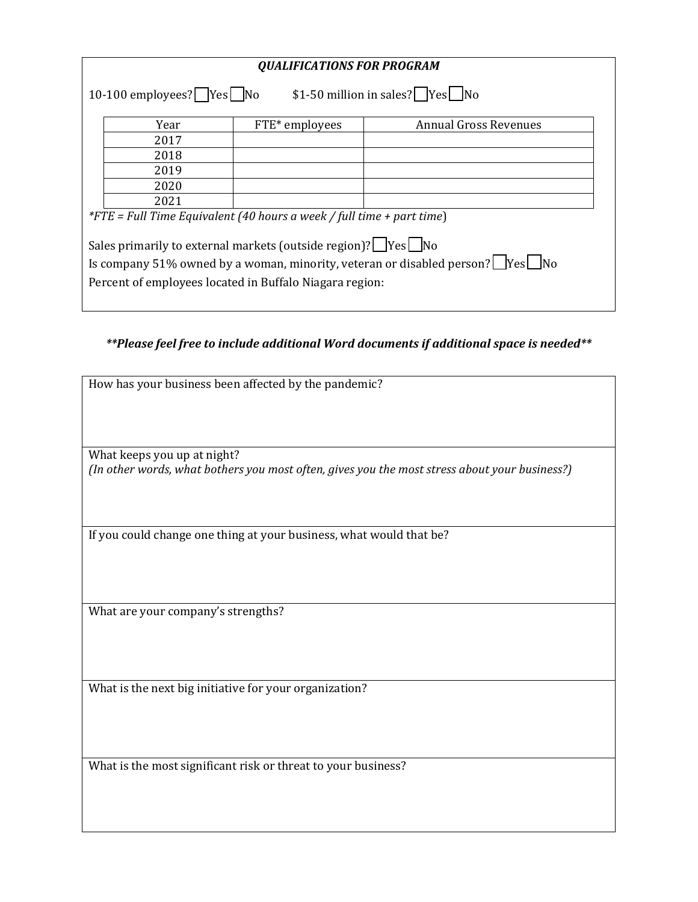***QUALIFICATIONS FOR PROGRAM***

10-100 employees? ☐ Yes ☐ No    $1-50 million in sales? ☐ Yes ☐ No

| Year | FTE* employees | Annual Gross Revenues |
|---|---|---|
| 2017 | | |
| 2018 | | |
| 2019 | | |
| 2020 | | |
| 2021 | | |

**FTE = Full Time Equivalent (40 hours a week / full time + part time*)

Sales primarily to external markets (outside region)? ☐ Yes ☐ No

Is company 51% owned by a woman, minority, veteran or disabled person? ☐ Yes ☐ No

Percent of employees located in Buffalo Niagara region:

***Please feel free to include additional Word documents if additional space is needed***

How has your business been affected by the pandemic?

What keeps you up at night?
*(In other words, what bothers you most often, gives you the most stress about your business?)*

If you could change one thing at your business, what would that be?

What are your company's strengths?

What is the next big initiative for your organization?

What is the most significant risk or threat to your business?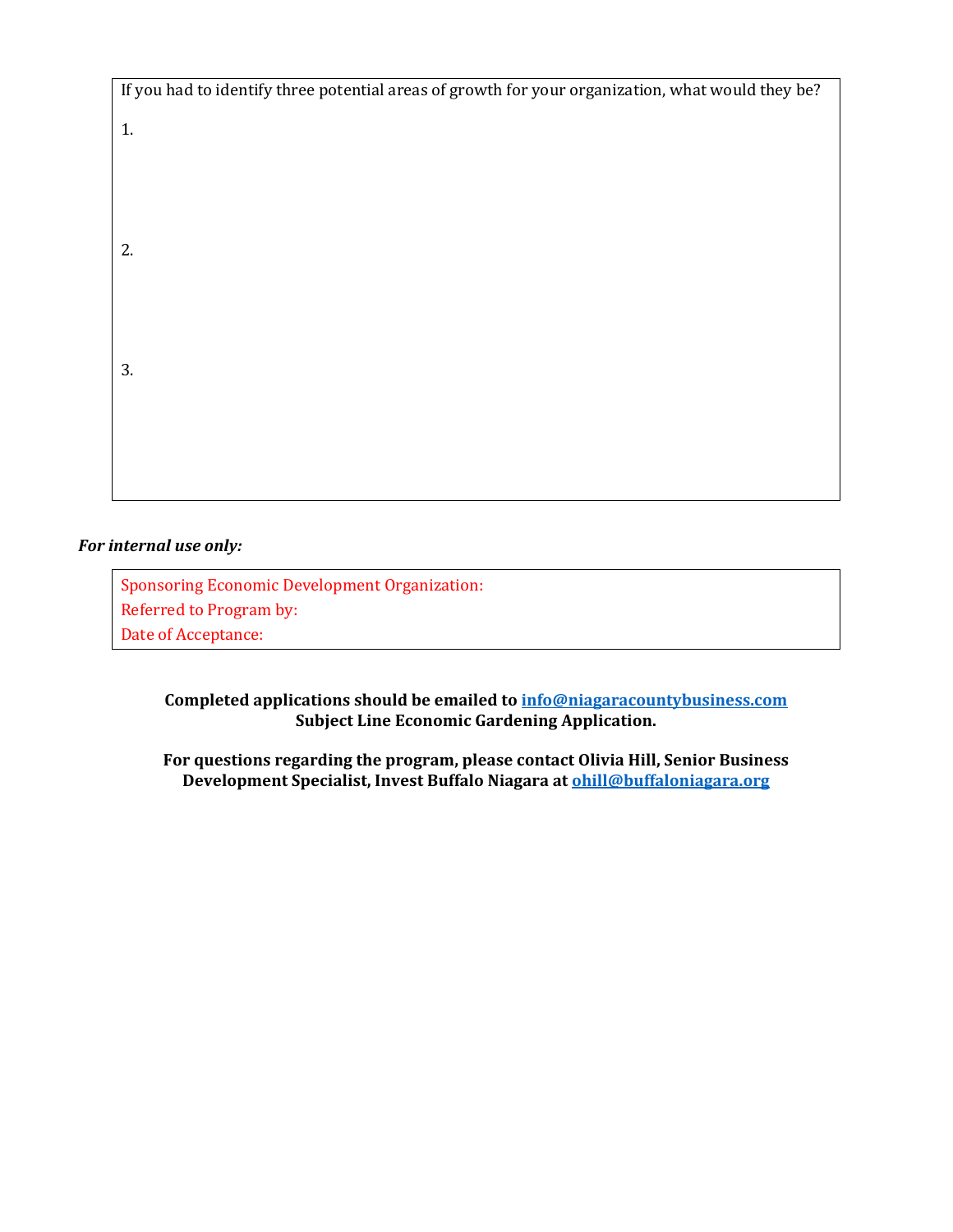If you had to identify three potential areas of growth for your organization, what would they be?

1.

2.

3.

***For internal use only:***

Sponsoring Economic Development Organization:
Referred to Program by:
Date of Acceptance:

**Completed applications should be emailed to [info@niagaracountybusiness.com](mailto:info@niagaracountybusiness.com)**
**Subject Line Economic Gardening Application.**

**For questions regarding the program, please contact Olivia Hill, Senior Business Development Specialist, Invest Buffalo Niagara at [ohill@buffaloniagara.org](mailto:ohill@buffaloniagara.org)**